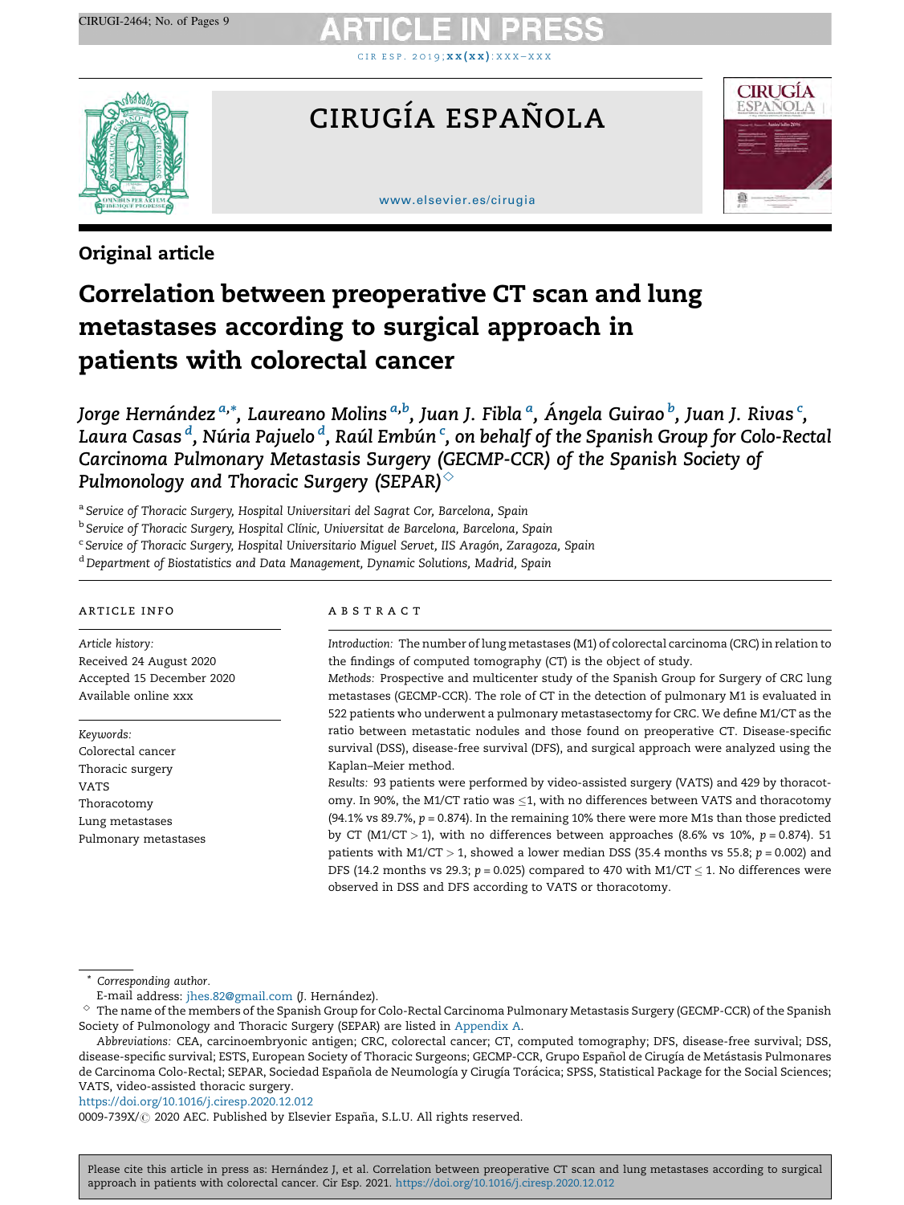Original article

# Correlation between preoperative CT scan and lung metastases according to surgical approach in patients with colorectal cancer

*Jorge Hernández [a,*], Laureano Molins [a,b], Juan J. Fibla [a], Ángela Guirao [b], Juan J. Rivas [c], Laura Casas [d], Núria Pajuelo [d], Raúl Embún [c], on behalf of the Spanish Group for Colo-Rectal Carcinoma Pulmonary Metastasis Surgery (GECMP-CCR) of the Spanish Society of Pulmonology and Thoracic Surgery (SEPAR)* [◇]

[a] Service of Thoracic Surgery, Hospital Universitari del Sagrat Cor, Barcelona, Spain
[b] Service of Thoracic Surgery, Hospital Clínic, Universitat de Barcelona, Barcelona, Spain
[c] Service of Thoracic Surgery, Hospital Universitario Miguel Servet, IIS Aragón, Zaragoza, Spain
[d] Department of Biostatistics and Data Management, Dynamic Solutions, Madrid, Spain

## ARTICLE INFO

*Article history:*
Received 24 August 2020
Accepted 15 December 2020
Available online xxx

*Keywords:*
Colorectal cancer
Thoracic surgery
VATS
Thoracotomy
Lung metastases
Pulmonary metastases

## ABSTRACT

*Introduction:* The number of lung metastases (M1) of colorectal carcinoma (CRC) in relation to the findings of computed tomography (CT) is the object of study.

*Methods:* Prospective and multicenter study of the Spanish Group for Surgery of CRC lung metastases (GECMP-CCR). The role of CT in the detection of pulmonary M1 is evaluated in 522 patients who underwent a pulmonary metastasectomy for CRC. We define M1/CT as the ratio between metastatic nodules and those found on preoperative CT. Disease-specific survival (DSS), disease-free survival (DFS), and surgical approach were analyzed using the Kaplan–Meier method.

*Results:* 93 patients were performed by video-assisted surgery (VATS) and 429 by thoracotomy. In 90%, the M1/CT ratio was $\leq$1, with no differences between VATS and thoracotomy (94.1% vs 89.7%, $p = 0.874$). In the remaining 10% there were more M1s than those predicted by CT (M1/CT $>$ 1), with no differences between approaches (8.6% vs 10%, $p = 0.874$). 51 patients with M1/CT $>$ 1, showed a lower median DSS (35.4 months vs 55.8; $p = 0.002$) and DFS (14.2 months vs 29.3; $p = 0.025$) compared to 470 with M1/CT $\leq$ 1. No differences were observed in DSS and DFS according to VATS or thoracotomy.

\* Corresponding author.
E-mail address: jhes.82@gmail.com (J. Hernández).

◇ The name of the members of the Spanish Group for Colo-Rectal Carcinoma Pulmonary Metastasis Surgery (GECMP-CCR) of the Spanish Society of Pulmonology and Thoracic Surgery (SEPAR) are listed in Appendix A.

*Abbreviations:* CEA, carcinoembryonic antigen; CRC, colorectal cancer; CT, computed tomography; DFS, disease-free survival; DSS, disease-specific survival; ESTS, European Society of Thoracic Surgeons; GECMP-CCR, Grupo Español de Cirugía de Metástasis Pulmonares de Carcinoma Colo-Rectal; SEPAR, Sociedad Española de Neumología y Cirugía Torácica; SPSS, Statistical Package for the Social Sciences; VATS, video-assisted thoracic surgery.

https://doi.org/10.1016/j.ciresp.2020.12.012

0009-739X/© 2020 AEC. Published by Elsevier España, S.L.U. All rights reserved.

Please cite this article in press as: Hernández J, et al. Correlation between preoperative CT scan and lung metastases according to surgical approach in patients with colorectal cancer. Cir Esp. 2021. https://doi.org/10.1016/j.ciresp.2020.12.012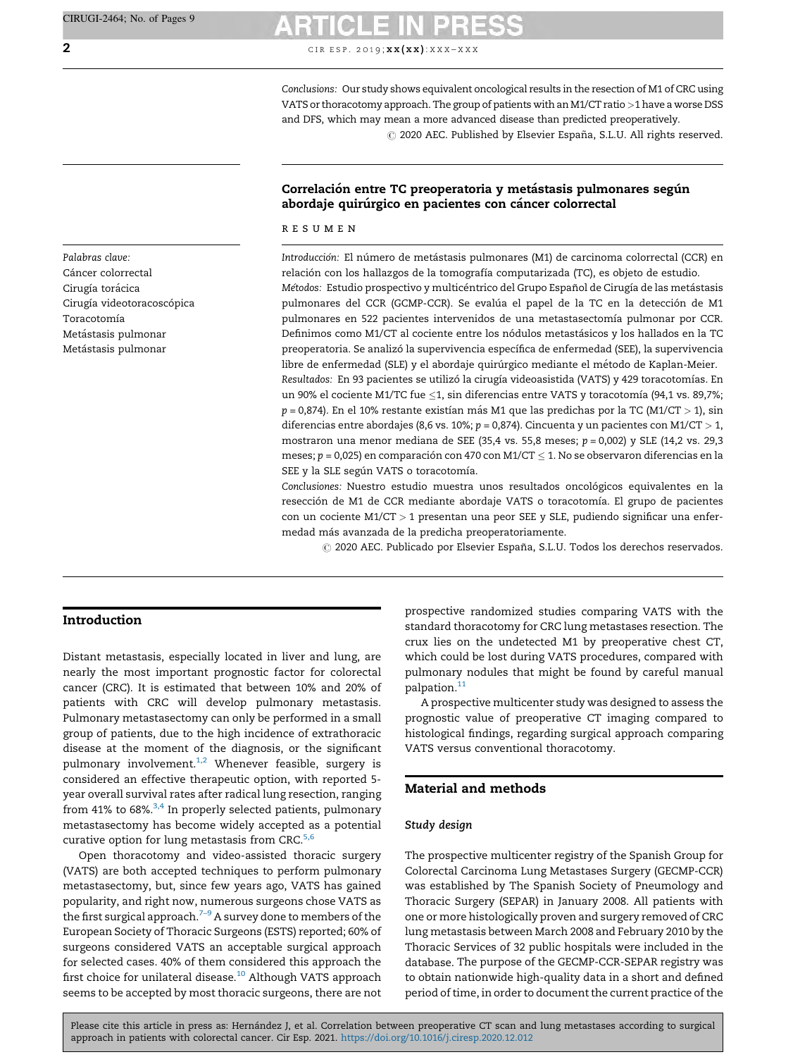*Conclusions:* Our study shows equivalent oncological results in the resection of M1 of CRC using VATS or thoracotomy approach. The group of patients with an M1/CT ratio >1 have a worse DSS and DFS, which may mean a more advanced disease than predicted preoperatively.

© 2020 AEC. Published by Elsevier España, S.L.U. All rights reserved.

## Correlación entre TC preoperatoria y metástasis pulmonares según abordaje quirúrgico en pacientes con cáncer colorrectal

RESUMEN

*Palabras clave:*
Cáncer colorrectal
Cirugía torácica
Cirugía videotoracoscópica
Toracotomía
Metástasis pulmonar
Metástasis pulmonar

*Introducción:* El número de metástasis pulmonares (M1) de carcinoma colorrectal (CCR) en relación con los hallazgos de la tomografía computarizada (TC), es objeto de estudio.

*Métodos:* Estudio prospectivo y multicéntrico del Grupo Español de Cirugía de las metástasis pulmonares del CCR (GCMP-CCR). Se evalúa el papel de la TC en la detección de M1 pulmonares en 522 pacientes intervenidos de una metastasectomía pulmonar por CCR. Definimos como M1/CT al cociente entre los nódulos metastásicos y los hallados en la TC preoperatoria. Se analizó la supervivencia específica de enfermedad (SEE), la supervivencia libre de enfermedad (SLE) y el abordaje quirúrgico mediante el método de Kaplan-Meier.

*Resultados:* En 93 pacientes se utilizó la cirugía videoasistida (VATS) y 429 toracotomías. En un 90% el cociente M1/TC fue ≤1, sin diferencias entre VATS y toracotomía (94,1 vs. 89,7%; $p = 0{,}874$). En el 10% restante existían más M1 que las predichas por la TC (M1/CT > 1), sin diferencias entre abordajes (8,6 vs. 10%; $p = 0{,}874$). Cincuenta y un pacientes con M1/CT > 1, mostraron una menor mediana de SEE (35,4 vs. 55,8 meses; $p = 0{,}002$) y SLE (14,2 vs. 29,3 meses; $p = 0{,}025$) en comparación con 470 con M1/CT ≤ 1. No se observaron diferencias en la SEE y la SLE según VATS o toracotomía.

*Conclusiones:* Nuestro estudio muestra unos resultados oncológicos equivalentes en la resección de M1 de CCR mediante abordaje VATS o toracotomía. El grupo de pacientes con un cociente M1/CT > 1 presentan una peor SEE y SLE, pudiendo significar una enfermedad más avanzada de la predicha preoperatoriamente.

© 2020 AEC. Publicado por Elsevier España, S.L.U. Todos los derechos reservados.

## Introduction

Distant metastasis, especially located in liver and lung, are nearly the most important prognostic factor for colorectal cancer (CRC). It is estimated that between 10% and 20% of patients with CRC will develop pulmonary metastasis. Pulmonary metastasectomy can only be performed in a small group of patients, due to the high incidence of extrathoracic disease at the moment of the diagnosis, or the significant pulmonary involvement.[1,2] Whenever feasible, surgery is considered an effective therapeutic option, with reported 5-year overall survival rates after radical lung resection, ranging from 41% to 68%.[3,4] In properly selected patients, pulmonary metastasectomy has become widely accepted as a potential curative option for lung metastasis from CRC.[5,6]

Open thoracotomy and video-assisted thoracic surgery (VATS) are both accepted techniques to perform pulmonary metastasectomy, but, since few years ago, VATS has gained popularity, and right now, numerous surgeons chose VATS as the first surgical approach.[7–9] A survey done to members of the European Society of Thoracic Surgeons (ESTS) reported; 60% of surgeons considered VATS an acceptable surgical approach for selected cases. 40% of them considered this approach the first choice for unilateral disease.[10] Although VATS approach seems to be accepted by most thoracic surgeons, there are not prospective randomized studies comparing VATS with the standard thoracotomy for CRC lung metastases resection. The crux lies on the undetected M1 by preoperative chest CT, which could be lost during VATS procedures, compared with pulmonary nodules that might be found by careful manual palpation.[11]

A prospective multicenter study was designed to assess the prognostic value of preoperative CT imaging compared to histological findings, regarding surgical approach comparing VATS versus conventional thoracotomy.

## Material and methods

### Study design

The prospective multicenter registry of the Spanish Group for Colorectal Carcinoma Lung Metastases Surgery (GECMP-CCR) was established by The Spanish Society of Pneumology and Thoracic Surgery (SEPAR) in January 2008. All patients with one or more histologically proven and surgery removed of CRC lung metastasis between March 2008 and February 2010 by the Thoracic Services of 32 public hospitals were included in the database. The purpose of the GECMP-CCR-SEPAR registry was to obtain nationwide high-quality data in a short and defined period of time, in order to document the current practice of the

Please cite this article in press as: Hernández J, et al. Correlation between preoperative CT scan and lung metastases according to surgical approach in patients with colorectal cancer. Cir Esp. 2021. https://doi.org/10.1016/j.ciresp.2020.12.012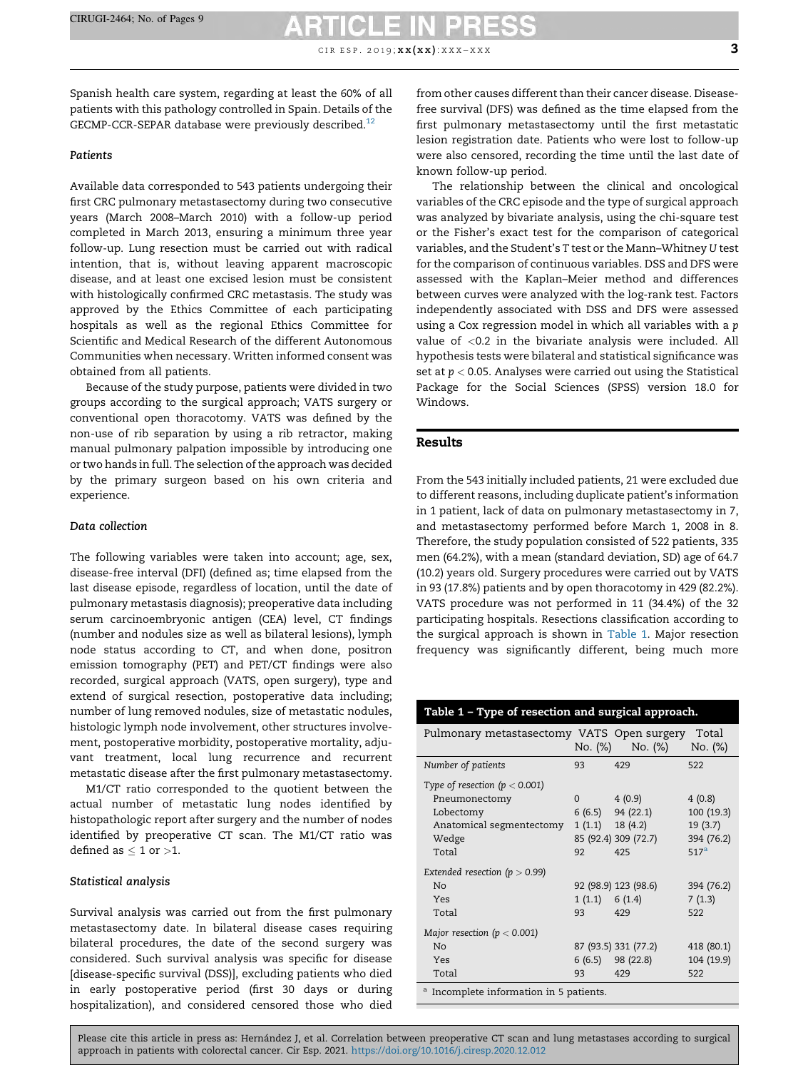Spanish health care system, regarding at least the 60% of all patients with this pathology controlled in Spain. Details of the GECMP-CCR-SEPAR database were previously described.[12]

### Patients

Available data corresponded to 543 patients undergoing their first CRC pulmonary metastasectomy during two consecutive years (March 2008–March 2010) with a follow-up period completed in March 2013, ensuring a minimum three year follow-up. Lung resection must be carried out with radical intention, that is, without leaving apparent macroscopic disease, and at least one excised lesion must be consistent with histologically confirmed CRC metastasis. The study was approved by the Ethics Committee of each participating hospitals as well as the regional Ethics Committee for Scientific and Medical Research of the different Autonomous Communities when necessary. Written informed consent was obtained from all patients.

Because of the study purpose, patients were divided in two groups according to the surgical approach; VATS surgery or conventional open thoracotomy. VATS was defined by the non-use of rib separation by using a rib retractor, making manual pulmonary palpation impossible by introducing one or two hands in full. The selection of the approach was decided by the primary surgeon based on his own criteria and experience.

### Data collection

The following variables were taken into account; age, sex, disease-free interval (DFI) (defined as; time elapsed from the last disease episode, regardless of location, until the date of pulmonary metastasis diagnosis); preoperative data including serum carcinoembryonic antigen (CEA) level, CT findings (number and nodules size as well as bilateral lesions), lymph node status according to CT, and when done, positron emission tomography (PET) and PET/CT findings were also recorded, surgical approach (VATS, open surgery), type and extend of surgical resection, postoperative data including; number of lung removed nodules, size of metastatic nodules, histologic lymph node involvement, other structures involvement, postoperative morbidity, postoperative mortality, adjuvant treatment, local lung recurrence and recurrent metastatic disease after the first pulmonary metastasectomy.

M1/CT ratio corresponded to the quotient between the actual number of metastatic lung nodes identified by histopathologic report after surgery and the number of nodes identified by preoperative CT scan. The M1/CT ratio was defined as $\leq 1$ or $>1$.

### Statistical analysis

Survival analysis was carried out from the first pulmonary metastasectomy date. In bilateral disease cases requiring bilateral procedures, the date of the second surgery was considered. Such survival analysis was specific for disease [disease-specific survival (DSS)], excluding patients who died in early postoperative period (first 30 days or during hospitalization), and considered censored those who died from other causes different than their cancer disease. Disease-free survival (DFS) was defined as the time elapsed from the first pulmonary metastasectomy until the first metastatic lesion registration date. Patients who were lost to follow-up were also censored, recording the time until the last date of known follow-up period.

The relationship between the clinical and oncological variables of the CRC episode and the type of surgical approach was analyzed by bivariate analysis, using the chi-square test or the Fisher's exact test for the comparison of categorical variables, and the Student's *T* test or the Mann–Whitney *U* test for the comparison of continuous variables. DSS and DFS were assessed with the Kaplan–Meier method and differences between curves were analyzed with the log-rank test. Factors independently associated with DSS and DFS were assessed using a Cox regression model in which all variables with a *p* value of <0.2 in the bivariate analysis were included. All hypothesis tests were bilateral and statistical significance was set at $p < 0.05$. Analyses were carried out using the Statistical Package for the Social Sciences (SPSS) version 18.0 for Windows.

## Results

From the 543 initially included patients, 21 were excluded due to different reasons, including duplicate patient's information in 1 patient, lack of data on pulmonary metastasectomy in 7, and metastasectomy performed before March 1, 2008 in 8. Therefore, the study population consisted of 522 patients, 335 men (64.2%), with a mean (standard deviation, SD) age of 64.7 (10.2) years old. Surgery procedures were carried out by VATS in 93 (17.8%) patients and by open thoracotomy in 429 (82.2%). VATS procedure was not performed in 11 (34.4%) of the 32 participating hospitals. Resections classification according to the surgical approach is shown in Table 1. Major resection frequency was significantly different, being much more

**Table 1 – Type of resection and surgical approach.**

| Pulmonary metastasectomy | VATS No. (%) | Open surgery No. (%) | Total No. (%) |
|---|---|---|---|
| *Number of patients* | 93 | 429 | 522 |
| *Type of resection ($p < 0.001$)* | | | |
| Pneumonectomy | 0 | 4 (0.9) | 4 (0.8) |
| Lobectomy | 6 (6.5) | 94 (22.1) | 100 (19.3) |
| Anatomical segmentectomy | 1 (1.1) | 18 (4.2) | 19 (3.7) |
| Wedge | 85 (92.4) | 309 (72.7) | 394 (76.2) |
| Total | 92 | 425 | 517[a] |
| *Extended resection ($p > 0.99$)* | | | |
| No | 92 (98.9) | 123 (98.6) | 394 (76.2) |
| Yes | 1 (1.1) | 6 (1.4) | 7 (1.3) |
| Total | 93 | 429 | 522 |
| *Major resection ($p < 0.001$)* | | | |
| No | 87 (93.5) | 331 (77.2) | 418 (80.1) |
| Yes | 6 (6.5) | 98 (22.8) | 104 (19.9) |
| Total | 93 | 429 | 522 |

[a] Incomplete information in 5 patients.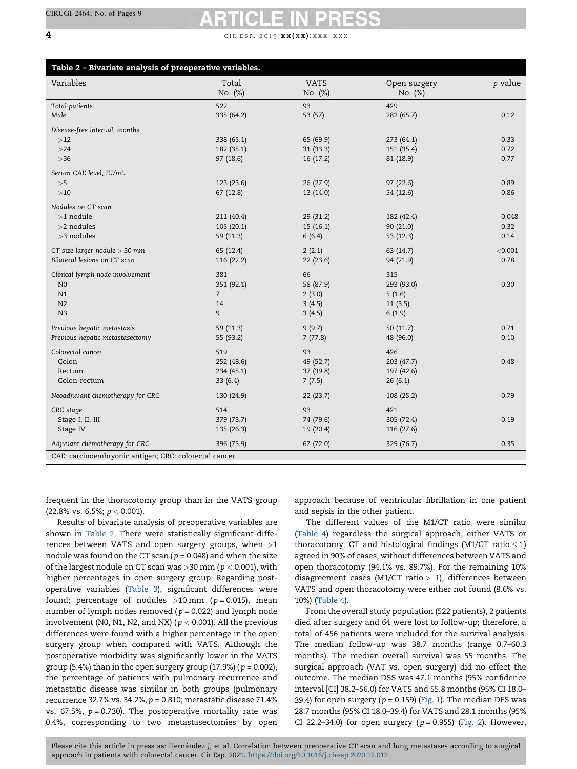**Table 2 – Bivariate analysis of preoperative variables.**

| Variables | Total No. (%) | VATS No. (%) | Open surgery No. (%) | p value |
|---|---|---|---|---|
| *Total patients* | 522 | 93 | 429 | |
| *Male* | 335 (64.2) | 53 (57) | 282 (65.7) | 0.12 |
| *Disease-free interval, months* | | | | |
| >12 | 338 (65.1) | 65 (69.9) | 273 (64.1) | 0.33 |
| >24 | 182 (35.1) | 31 (33.3) | 151 (35.4) | 0.72 |
| >36 | 97 (18.6) | 16 (17.2) | 81 (18.9) | 0.77 |
| *Serum CAE level, IU/mL* | | | | |
| >5 | 123 (23.6) | 26 (27.9) | 97 (22.6) | 0.89 |
| >10 | 67 (12.8) | 13 (14.0) | 54 (12.6) | 0.86 |
| *Nodules on CT scan* | | | | |
| >1 nodule | 211 (40.4) | 29 (31.2) | 182 (42.4) | 0.048 |
| >2 nodules | 105 (20.1) | 15 (16.1) | 90 (21.0) | 0.32 |
| >3 nodules | 59 (11.3) | 6 (6.4) | 53 (12.3) | 0.14 |
| *CT size larger nodule > 30 mm* | 65 (12.4) | 2 (2.1) | 63 (14.7) | <0.001 |
| *Bilateral lesions on CT scan* | 116 (22.2) | 22 (23.6) | 94 (21.9) | 0.78 |
| *Clinical lymph node involvement* | 381 | 66 | 315 | |
| N0 | 351 (92.1) | 58 (87.9) | 293 (93.0) | 0.30 |
| N1 | 7 | 2 (3.0) | 5 (1.6) | |
| N2 | 14 | 3 (4.5) | 11 (3.5) | |
| N3 | 9 | 3 (4.5) | 6 (1.9) | |
| *Previous hepatic metastasis* | 59 (11.3) | 9 (9.7) | 50 (11.7) | 0.71 |
| *Previous hepatic metastasectomy* | 55 (93.2) | 7 (77.8) | 48 (96.0) | 0.10 |
| *Colorectal cancer* | 519 | 93 | 426 | |
| Colon | 252 (48.6) | 49 (52.7) | 203 (47.7) | 0.48 |
| Rectum | 234 (45.1) | 37 (39.8) | 197 (42.6) | |
| Colon-rectum | 33 (6.4) | 7 (7.5) | 26 (6.1) | |
| *Neoadjuvant chemotherapy for CRC* | 130 (24.9) | 22 (23.7) | 108 (25.2) | 0.79 |
| *CRC stage* | 514 | 93 | 421 | |
| Stage I, II, III | 379 (73.7) | 74 (79.6) | 305 (72.4) | 0.19 |
| Stage IV | 135 (26.3) | 19 (20.4) | 116 (27.6) | |
| *Adjuvant chemotherapy for CRC* | 396 (75.9) | 67 (72.0) | 329 (76.7) | 0.35 |

CAE: carcinoembryonic antigen; CRC: colorectal cancer.

frequent in the thoracotomy group than in the VATS group (22.8% vs. 6.5%; $p < 0.001$).

Results of bivariate analysis of preoperative variables are shown in Table 2. There were statistically significant differences between VATS and open surgery groups, when >1 nodule was found on the CT scan ($p = 0.048$) and when the size of the largest nodule on CT scan was >30 mm ($p < 0.001$), with higher percentages in open surgery group. Regarding postoperative variables (Table 3), significant differences were found; percentage of nodules >10 mm ($p = 0.015$), mean number of lymph nodes removed ($p = 0.022$) and lymph node involvement (N0, N1, N2, and NX) ($p < 0.001$). All the previous differences were found with a higher percentage in the open surgery group when compared with VATS. Although the postoperative morbidity was significantly lower in the VATS group (5.4%) than in the open surgery group (17.9%) ($p = 0.002$), the percentage of patients with pulmonary recurrence and metastatic disease was similar in both groups (pulmonary recurrence 32.7% vs. 34.2%, $p = 0.810$; metastatic disease 71.4% vs. 67.5%, $p = 0.730$). The postoperative mortality rate was 0.4%, corresponding to two metastasectomies by open approach because of ventricular fibrillation in one patient and sepsis in the other patient.

The different values of the M1/CT ratio were similar (Table 4) regardless the surgical approach, either VATS or thoracotomy. CT and histological findings (M1/CT ratio $\leq 1$) agreed in 90% of cases, without differences between VATS and open thoracotomy (94.1% vs. 89.7%). For the remaining 10% disagreement cases (M1/CT ratio > 1), differences between VATS and open thoracotomy were either not found (8.6% vs. 10%) (Table 4).

From the overall study population (522 patients), 2 patients died after surgery and 64 were lost to follow-up; therefore, a total of 456 patients were included for the survival analysis. The median follow-up was 38.7 months (range 0.7–60.3 months). The median overall survival was 55 months. The surgical approach (VAT vs. open surgery) did no effect the outcome. The median DSS was 47.1 months (95% confidence interval [CI] 38.2–56.0) for VATS and 55.8 months (95% CI 18.0–39.4) for open surgery ($p = 0.159$) (Fig. 1). The median DFS was 28.7 months (95% CI 18.0–39.4) for VATS and 28.1 months (95% CI 22.2–34.0) for open surgery ($p = 0.955$) (Fig. 2). However,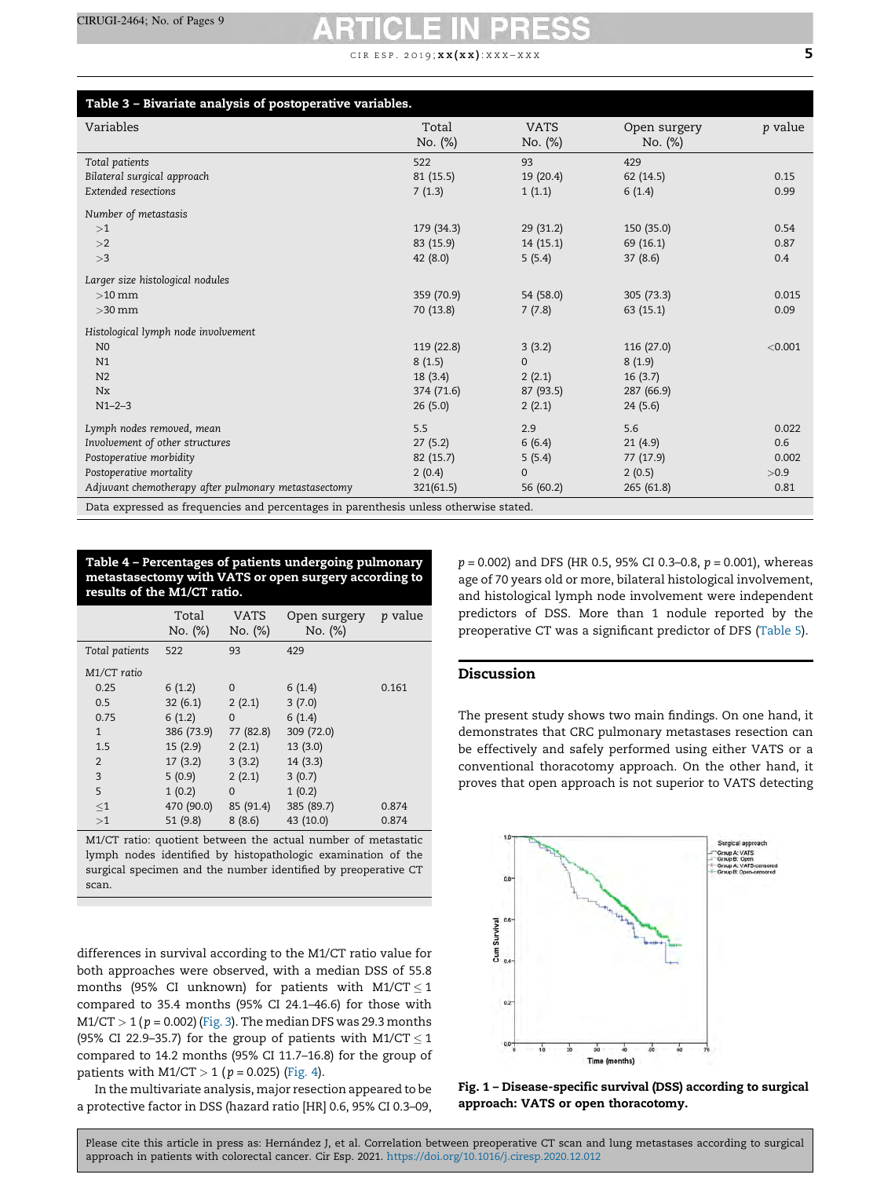**Table 3 – Bivariate analysis of postoperative variables.**

| Variables | Total No. (%) | VATS No. (%) | Open surgery No. (%) | *p* value |
|---|---|---|---|---|
| *Total patients* | 522 | 93 | 429 | |
| *Bilateral surgical approach* | 81 (15.5) | 19 (20.4) | 62 (14.5) | 0.15 |
| *Extended resections* | 7 (1.3) | 1 (1.1) | 6 (1.4) | 0.99 |
| *Number of metastasis* | | | | |
| >1 | 179 (34.3) | 29 (31.2) | 150 (35.0) | 0.54 |
| >2 | 83 (15.9) | 14 (15.1) | 69 (16.1) | 0.87 |
| >3 | 42 (8.0) | 5 (5.4) | 37 (8.6) | 0.4 |
| *Larger size histological nodules* | | | | |
| >10 mm | 359 (70.9) | 54 (58.0) | 305 (73.3) | 0.015 |
| >30 mm | 70 (13.8) | 7 (7.8) | 63 (15.1) | 0.09 |
| *Histological lymph node involvement* | | | | |
| N0 | 119 (22.8) | 3 (3.2) | 116 (27.0) | <0.001 |
| N1 | 8 (1.5) | 0 | 8 (1.9) | |
| N2 | 18 (3.4) | 2 (2.1) | 16 (3.7) | |
| Nx | 374 (71.6) | 87 (93.5) | 287 (66.9) | |
| N1–2–3 | 26 (5.0) | 2 (2.1) | 24 (5.6) | |
| *Lymph nodes removed, mean* | 5.5 | 2.9 | 5.6 | 0.022 |
| *Involvement of other structures* | 27 (5.2) | 6 (6.4) | 21 (4.9) | 0.6 |
| *Postoperative morbidity* | 82 (15.7) | 5 (5.4) | 77 (17.9) | 0.002 |
| *Postoperative mortality* | 2 (0.4) | 0 | 2 (0.5) | >0.9 |
| *Adjuvant chemotherapy after pulmonary metastasectomy* | 321(61.5) | 56 (60.2) | 265 (61.8) | 0.81 |

Data expressed as frequencies and percentages in parenthesis unless otherwise stated.

**Table 4 – Percentages of patients undergoing pulmonary metastasectomy with VATS or open surgery according to results of the M1/CT ratio.**

| | Total No. (%) | VATS No. (%) | Open surgery No. (%) | *p* value |
|---|---|---|---|---|
| *Total patients* | 522 | 93 | 429 | |
| *M1/CT ratio* | | | | |
| 0.25 | 6 (1.2) | 0 | 6 (1.4) | 0.161 |
| 0.5 | 32 (6.1) | 2 (2.1) | 3 (7.0) | |
| 0.75 | 6 (1.2) | 0 | 6 (1.4) | |
| 1 | 386 (73.9) | 77 (82.8) | 309 (72.0) | |
| 1.5 | 15 (2.9) | 2 (2.1) | 13 (3.0) | |
| 2 | 17 (3.2) | 3 (3.2) | 14 (3.3) | |
| 3 | 5 (0.9) | 2 (2.1) | 3 (0.7) | |
| 5 | 1 (0.2) | 0 | 1 (0.2) | |
| ≤1 | 470 (90.0) | 85 (91.4) | 385 (89.7) | 0.874 |
| >1 | 51 (9.8) | 8 (8.6) | 43 (10.0) | 0.874 |

M1/CT ratio: quotient between the actual number of metastatic lymph nodes identified by histopathologic examination of the surgical specimen and the number identified by preoperative CT scan.

differences in survival according to the M1/CT ratio value for both approaches were observed, with a median DSS of 55.8 months (95% CI unknown) for patients with M1/CT ≤ 1 compared to 35.4 months (95% CI 24.1–46.6) for those with M1/CT > 1 ($p = 0.002$) (Fig. 3). The median DFS was 29.3 months (95% CI 22.9–35.7) for the group of patients with M1/CT ≤ 1 compared to 14.2 months (95% CI 11.7–16.8) for the group of patients with M1/CT > 1 ($p = 0.025$) (Fig. 4).

In the multivariate analysis, major resection appeared to be a protective factor in DSS (hazard ratio [HR] 0.6, 95% CI 0.3–09, $p = 0.002$) and DFS (HR 0.5, 95% CI 0.3–0.8, $p = 0.001$), whereas age of 70 years old or more, bilateral histological involvement, and histological lymph node involvement were independent predictors of DSS. More than 1 nodule reported by the preoperative CT was a significant predictor of DFS (Table 5).

## Discussion

The present study shows two main findings. On one hand, it demonstrates that CRC pulmonary metastases resection can be effectively and safely performed using either VATS or a conventional thoracotomy approach. On the other hand, it proves that open approach is not superior to VATS detecting

**Fig. 1 – Disease-specific survival (DSS) according to surgical approach: VATS or open thoracotomy.**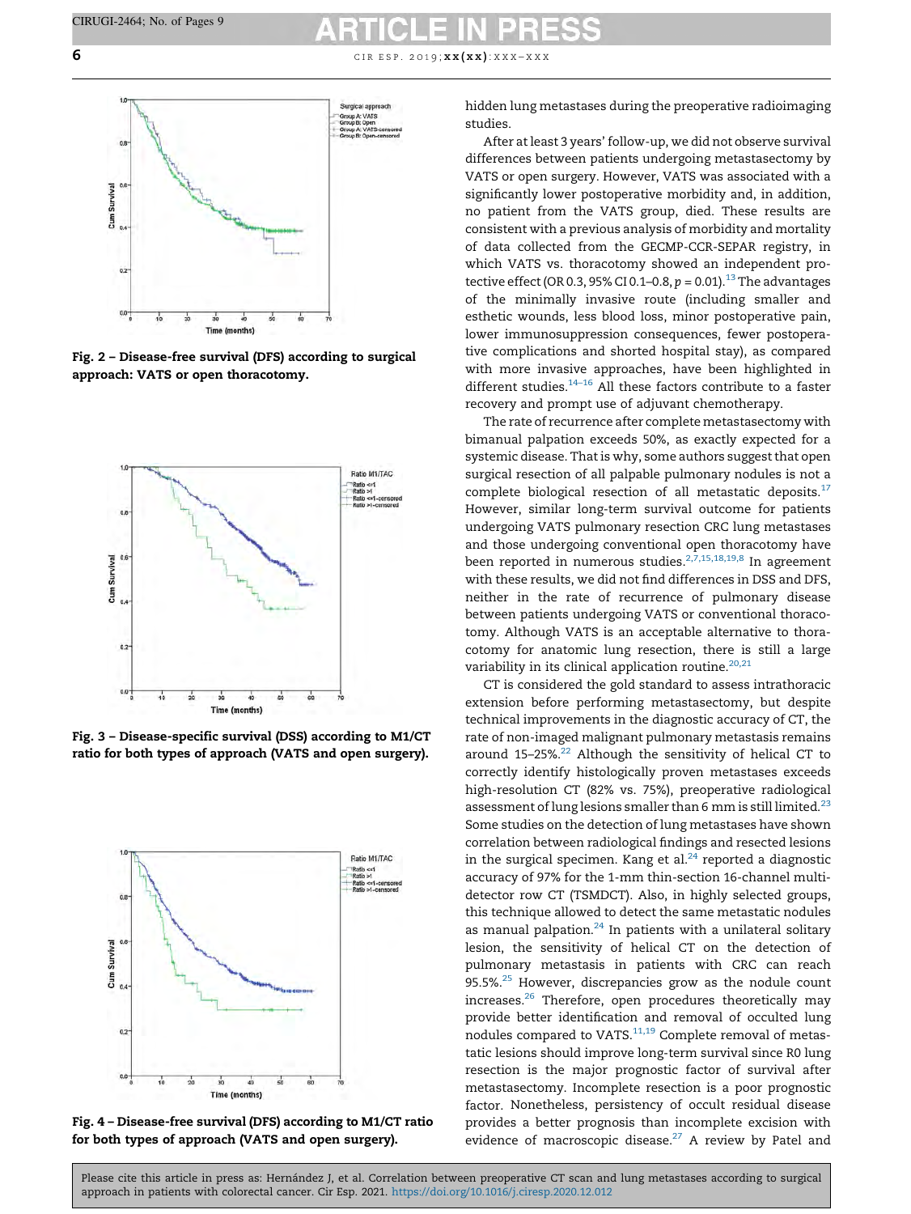Fig. 2 – Disease-free survival (DFS) according to surgical approach: VATS or open thoracotomy.

Fig. 3 – Disease-specific survival (DSS) according to M1/CT ratio for both types of approach (VATS and open surgery).

Fig. 4 – Disease-free survival (DFS) according to M1/CT ratio for both types of approach (VATS and open surgery).

hidden lung metastases during the preoperative radioimaging studies.

After at least 3 years' follow-up, we did not observe survival differences between patients undergoing metastasectomy by VATS or open surgery. However, VATS was associated with a significantly lower postoperative morbidity and, in addition, no patient from the VATS group, died. These results are consistent with a previous analysis of morbidity and mortality of data collected from the GECMP-CCR-SEPAR registry, in which VATS vs. thoracotomy showed an independent protective effect (OR 0.3, 95% CI 0.1–0.8, $p = 0.01$).[13] The advantages of the minimally invasive route (including smaller and esthetic wounds, less blood loss, minor postoperative pain, lower immunosuppression consequences, fewer postoperative complications and shorted hospital stay), as compared with more invasive approaches, have been highlighted in different studies.[14–16] All these factors contribute to a faster recovery and prompt use of adjuvant chemotherapy.

The rate of recurrence after complete metastasectomy with bimanual palpation exceeds 50%, as exactly expected for a systemic disease. That is why, some authors suggest that open surgical resection of all palpable pulmonary nodules is not a complete biological resection of all metastatic deposits.[17] However, similar long-term survival outcome for patients undergoing VATS pulmonary resection CRC lung metastases and those undergoing conventional open thoracotomy have been reported in numerous studies.[2,7,15,18,19,8] In agreement with these results, we did not find differences in DSS and DFS, neither in the rate of recurrence of pulmonary disease between patients undergoing VATS or conventional thoracotomy. Although VATS is an acceptable alternative to thoracotomy for anatomic lung resection, there is still a large variability in its clinical application routine.[20,21]

CT is considered the gold standard to assess intrathoracic extension before performing metastasectomy, but despite technical improvements in the diagnostic accuracy of CT, the rate of non-imaged malignant pulmonary metastasis remains around 15–25%.[22] Although the sensitivity of helical CT to correctly identify histologically proven metastases exceeds high-resolution CT (82% vs. 75%), preoperative radiological assessment of lung lesions smaller than 6 mm is still limited.[23] Some studies on the detection of lung metastases have shown correlation between radiological findings and resected lesions in the surgical specimen. Kang et al.[24] reported a diagnostic accuracy of 97% for the 1-mm thin-section 16-channel multi-detector row CT (TSMDCT). Also, in highly selected groups, this technique allowed to detect the same metastatic nodules as manual palpation.[24] In patients with a unilateral solitary lesion, the sensitivity of helical CT on the detection of pulmonary metastasis in patients with CRC can reach 95.5%.[25] However, discrepancies grow as the nodule count increases.[26] Therefore, open procedures theoretically may provide better identification and removal of occulted lung nodules compared to VATS.[11,19] Complete removal of metastatic lesions should improve long-term survival since R0 lung resection is the major prognostic factor of survival after metastasectomy. Incomplete resection is a poor prognostic factor. Nonetheless, persistency of occult residual disease provides a better prognosis than incomplete excision with evidence of macroscopic disease.[27] A review by Patel and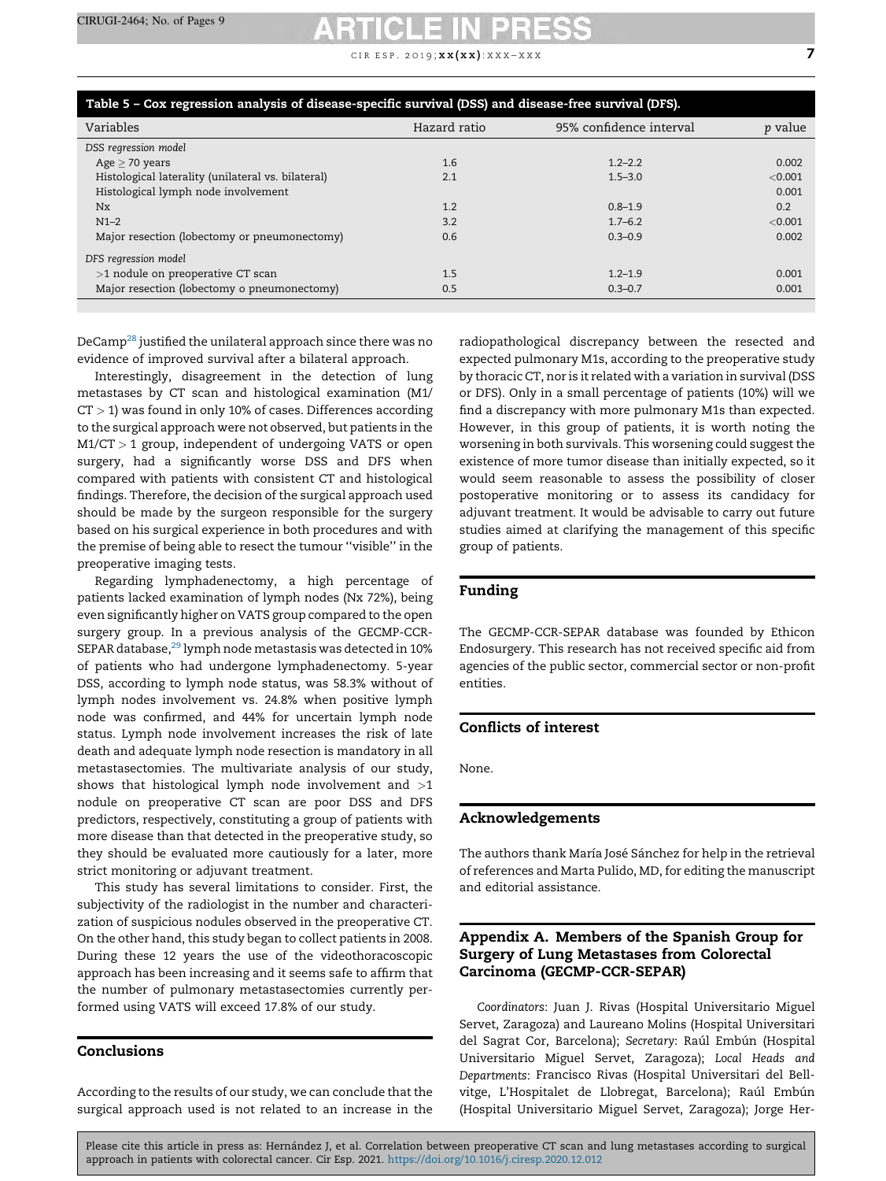**Table 5 – Cox regression analysis of disease-specific survival (DSS) and disease-free survival (DFS).**

| Variables | Hazard ratio | 95% confidence interval | p value |
|---|---|---|---|
| *DSS regression model* | | | |
| Age ≥ 70 years | 1.6 | 1.2–2.2 | 0.002 |
| Histological laterality (unilateral vs. bilateral) | 2.1 | 1.5–3.0 | <0.001 |
| Histological lymph node involvement | | | 0.001 |
| Nx | 1.2 | 0.8–1.9 | 0.2 |
| N1–2 | 3.2 | 1.7–6.2 | <0.001 |
| Major resection (lobectomy or pneumonectomy) | 0.6 | 0.3–0.9 | 0.002 |
| *DFS regression model* | | | |
| >1 nodule on preoperative CT scan | 1.5 | 1.2–1.9 | 0.001 |
| Major resection (lobectomy o pneumonectomy) | 0.5 | 0.3–0.7 | 0.001 |

DeCamp[28] justified the unilateral approach since there was no evidence of improved survival after a bilateral approach.

Interestingly, disagreement in the detection of lung metastases by CT scan and histological examination (M1/CT > 1) was found in only 10% of cases. Differences according to the surgical approach were not observed, but patients in the M1/CT > 1 group, independent of undergoing VATS or open surgery, had a significantly worse DSS and DFS when compared with patients with consistent CT and histological findings. Therefore, the decision of the surgical approach used should be made by the surgeon responsible for the surgery based on his surgical experience in both procedures and with the premise of being able to resect the tumour ''visible'' in the preoperative imaging tests.

Regarding lymphadenectomy, a high percentage of patients lacked examination of lymph nodes (Nx 72%), being even significantly higher on VATS group compared to the open surgery group. In a previous analysis of the GECMP-CCR-SEPAR database,[29] lymph node metastasis was detected in 10% of patients who had undergone lymphadenectomy. 5-year DSS, according to lymph node status, was 58.3% without of lymph nodes involvement vs. 24.8% when positive lymph node was confirmed, and 44% for uncertain lymph node status. Lymph node involvement increases the risk of late death and adequate lymph node resection is mandatory in all metastasectomies. The multivariate analysis of our study, shows that histological lymph node involvement and >1 nodule on preoperative CT scan are poor DSS and DFS predictors, respectively, constituting a group of patients with more disease than that detected in the preoperative study, so they should be evaluated more cautiously for a later, more strict monitoring or adjuvant treatment.

This study has several limitations to consider. First, the subjectivity of the radiologist in the number and characterization of suspicious nodules observed in the preoperative CT. On the other hand, this study began to collect patients in 2008. During these 12 years the use of the videothoracoscopic approach has been increasing and it seems safe to affirm that the number of pulmonary metastasectomies currently performed using VATS will exceed 17.8% of our study.

## Conclusions

According to the results of our study, we can conclude that the surgical approach used is not related to an increase in the radiopathological discrepancy between the resected and expected pulmonary M1s, according to the preoperative study by thoracic CT, nor is it related with a variation in survival (DSS or DFS). Only in a small percentage of patients (10%) will we find a discrepancy with more pulmonary M1s than expected. However, in this group of patients, it is worth noting the worsening in both survivals. This worsening could suggest the existence of more tumor disease than initially expected, so it would seem reasonable to assess the possibility of closer postoperative monitoring or to assess its candidacy for adjuvant treatment. It would be advisable to carry out future studies aimed at clarifying the management of this specific group of patients.

## Funding

The GECMP-CCR-SEPAR database was founded by Ethicon Endosurgery. This research has not received specific aid from agencies of the public sector, commercial sector or non-profit entities.

## Conflicts of interest

None.

## Acknowledgements

The authors thank María José Sánchez for help in the retrieval of references and Marta Pulido, MD, for editing the manuscript and editorial assistance.

## Appendix A. Members of the Spanish Group for Surgery of Lung Metastases from Colorectal Carcinoma (GECMP-CCR-SEPAR)

*Coordinators*: Juan J. Rivas (Hospital Universitario Miguel Servet, Zaragoza) and Laureano Molins (Hospital Universitari del Sagrat Cor, Barcelona); *Secretary*: Raúl Embún (Hospital Universitario Miguel Servet, Zaragoza); *Local Heads and Departments*: Francisco Rivas (Hospital Universitari del Bellvitge, L'Hospitalet de Llobregat, Barcelona); Raúl Embún (Hospital Universitario Miguel Servet, Zaragoza); Jorge Her-

Please cite this article in press as: Hernández J, et al. Correlation between preoperative CT scan and lung metastases according to surgical approach in patients with colorectal cancer. Cir Esp. 2021. https://doi.org/10.1016/j.ciresp.2020.12.012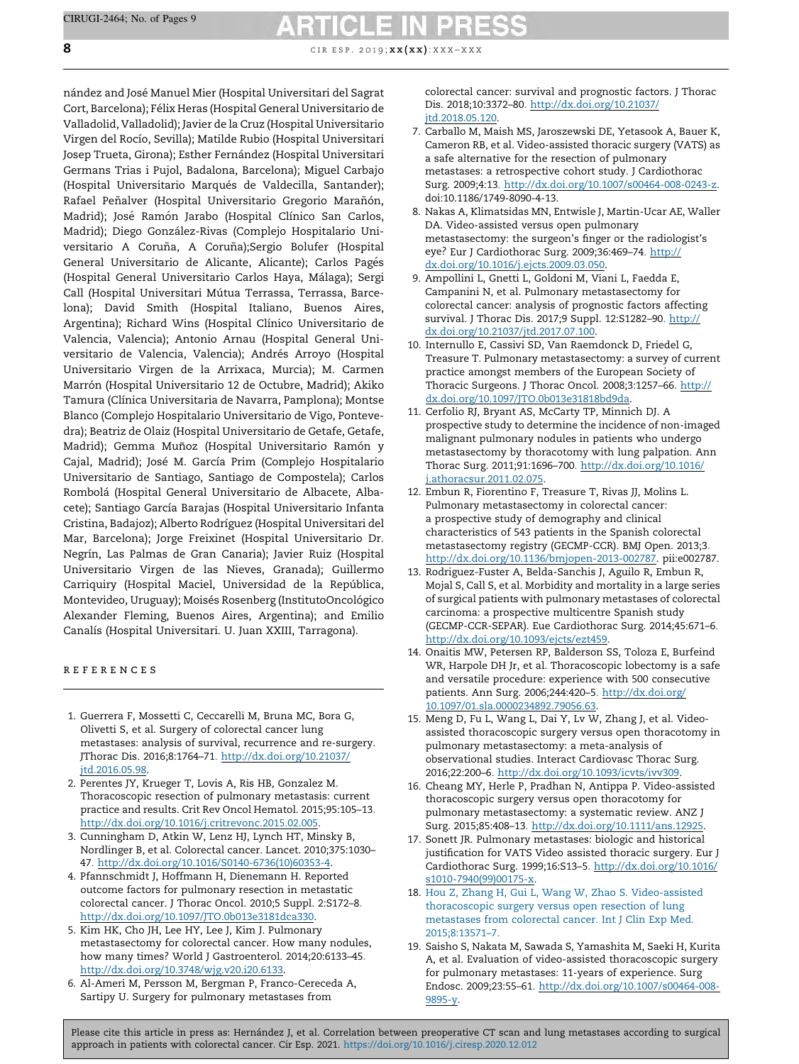nández and José Manuel Mier (Hospital Universitari del Sagrat Cort, Barcelona); Félix Heras (Hospital General Universitario de Valladolid, Valladolid); Javier de la Cruz (Hospital Universitario Virgen del Rocío, Sevilla); Matilde Rubio (Hospital Universitari Josep Trueta, Girona); Esther Fernández (Hospital Universitari Germans Trias i Pujol, Badalona, Barcelona); Miguel Carbajo (Hospital Universitario Marqués de Valdecilla, Santander); Rafael Peñalver (Hospital Universitario Gregorio Marañón, Madrid); José Ramón Jarabo (Hospital Clínico San Carlos, Madrid); Diego González-Rivas (Complejo Hospitalario Universitario A Coruña, A Coruña);Sergio Bolufer (Hospital General Universitario de Alicante, Alicante); Carlos Pagés (Hospital General Universitario Carlos Haya, Málaga); Sergi Call (Hospital Universitari Mútua Terrassa, Terrassa, Barcelona); David Smith (Hospital Italiano, Buenos Aires, Argentina); Richard Wins (Hospital Clínico Universitario de Valencia, Valencia); Antonio Arnau (Hospital General Universitario de Valencia, Valencia); Andrés Arroyo (Hospital Universitario Virgen de la Arrixaca, Murcia); M. Carmen Marrón (Hospital Universitario 12 de Octubre, Madrid); Akiko Tamura (Clínica Universitaria de Navarra, Pamplona); Montse Blanco (Complejo Hospitalario Universitario de Vigo, Pontevedra); Beatriz de Olaiz (Hospital Universitario de Getafe, Getafe, Madrid); Gemma Muñoz (Hospital Universitario Ramón y Cajal, Madrid); José M. García Prim (Complejo Hospitalario Universitario de Santiago, Santiago de Compostela); Carlos Rombolá (Hospital General Universitario de Albacete, Albacete); Santiago García Barajas (Hospital Universitario Infanta Cristina, Badajoz); Alberto Rodríguez (Hospital Universitari del Mar, Barcelona); Jorge Freixinet (Hospital Universitario Dr. Negrín, Las Palmas de Gran Canaria); Javier Ruiz (Hospital Universitario Virgen de las Nieves, Granada); Guillermo Carriquiry (Hospital Maciel, Universidad de la República, Montevideo, Uruguay); Moisés Rosenberg (InstitutoOncológico Alexander Fleming, Buenos Aires, Argentina); and Emilio Canalís (Hospital Universitari. U. Juan XXIII, Tarragona).

## REFERENCES

1. Guerrera F, Mossetti C, Ceccarelli M, Bruna MC, Bora G, Olivetti S, et al. Surgery of colorectal cancer lung metastases: analysis of survival, recurrence and re-surgery. JThorac Dis. 2016;8:1764–71. http://dx.doi.org/10.21037/jtd.2016.05.98.
2. Perentes JY, Krueger T, Lovis A, Ris HB, Gonzalez M. Thoracoscopic resection of pulmonary metastasis: current practice and results. Crit Rev Oncol Hematol. 2015;95:105–13. http://dx.doi.org/10.1016/j.critrevonc.2015.02.005.
3. Cunningham D, Atkin W, Lenz HJ, Lynch HT, Minsky B, Nordlinger B, et al. Colorectal cancer. Lancet. 2010;375:1030–47. http://dx.doi.org/10.1016/S0140-6736(10)60353-4.
4. Pfannschmidt J, Hoffmann H, Dienemann H. Reported outcome factors for pulmonary resection in metastatic colorectal cancer. J Thorac Oncol. 2010;5 Suppl. 2:S172–8. http://dx.doi.org/10.1097/JTO.0b013e3181dca330.
5. Kim HK, Cho JH, Lee HY, Lee J, Kim J. Pulmonary metastasectomy for colorectal cancer. How many nodules, how many times? World J Gastroenterol. 2014;20:6133–45. http://dx.doi.org/10.3748/wjg.v20.i20.6133.
6. Al-Ameri M, Persson M, Bergman P, Franco-Cereceda A, Sartipy U. Surgery for pulmonary metastases from colorectal cancer: survival and prognostic factors. J Thorac Dis. 2018;10:3372–80. http://dx.doi.org/10.21037/jtd.2018.05.120.
7. Carballo M, Maish MS, Jaroszewski DE, Yetasook A, Bauer K, Cameron RB, et al. Video-assisted thoracic surgery (VATS) as a safe alternative for the resection of pulmonary metastases: a retrospective cohort study. J Cardiothorac Surg. 2009;4:13. http://dx.doi.org/10.1007/s00464-008-0243-z. doi:10.1186/1749-8090-4-13.
8. Nakas A, Klimatsidas MN, Entwisle J, Martin-Ucar AE, Waller DA. Video-assisted versus open pulmonary metastasectomy: the surgeon's finger or the radiologist's eye? Eur J Cardiothorac Surg. 2009;36:469–74. http://dx.doi.org/10.1016/j.ejcts.2009.03.050.
9. Ampollini L, Gnetti L, Goldoni M, Viani L, Faedda E, Campanini N, et al. Pulmonary metastasectomy for colorectal cancer: analysis of prognostic factors affecting survival. J Thorac Dis. 2017;9 Suppl. 12:S1282–90. http://dx.doi.org/10.21037/jtd.2017.07.100.
10. Internullo E, Cassivi SD, Van Raemdonck D, Friedel G, Treasure T. Pulmonary metastasectomy: a survey of current practice amongst members of the European Society of Thoracic Surgeons. J Thorac Oncol. 2008;3:1257–66. http://dx.doi.org/10.1097/JTO.0b013e31818bd9da.
11. Cerfolio RJ, Bryant AS, McCarty TP, Minnich DJ. A prospective study to determine the incidence of non-imaged malignant pulmonary nodules in patients who undergo metastasectomy by thoracotomy with lung palpation. Ann Thorac Surg. 2011;91:1696–700. http://dx.doi.org/10.1016/j.athoracsur.2011.02.075.
12. Embun R, Fiorentino F, Treasure T, Rivas JJ, Molins L. Pulmonary metastasectomy in colorectal cancer: a prospective study of demography and clinical characteristics of 543 patients in the Spanish colorectal metastasectomy registry (GECMP-CCR). BMJ Open. 2013;3. http://dx.doi.org/10.1136/bmjopen-2013-002787. pii:e002787.
13. Rodriguez-Fuster A, Belda-Sanchis J, Aguilo R, Embun R, Mojal S, Call S, et al. Morbidity and mortality in a large series of surgical patients with pulmonary metastases of colorectal carcinoma: a prospective multicentre Spanish study (GECMP-CCR-SEPAR). Eue Cardiothorac Surg. 2014;45:671–6. http://dx.doi.org/10.1093/ejcts/ezt459.
14. Onaitis MW, Petersen RP, Balderson SS, Toloza E, Burfeind WR, Harpole DH Jr, et al. Thoracoscopic lobectomy is a safe and versatile procedure: experience with 500 consecutive patients. Ann Surg. 2006;244:420–5. http://dx.doi.org/10.1097/01.sla.0000234892.79056.63.
15. Meng D, Fu L, Wang L, Dai Y, Lv W, Zhang J, et al. Video-assisted thoracoscopic surgery versus open thoracotomy in pulmonary metastasectomy: a meta-analysis of observational studies. Interact Cardiovasc Thorac Surg. 2016;22:200–6. http://dx.doi.org/10.1093/icvts/ivv309.
16. Cheang MY, Herle P, Pradhan N, Antippa P. Video-assisted thoracoscopic surgery versus open thoracotomy for pulmonary metastasectomy: a systematic review. ANZ J Surg. 2015;85:408–13. http://dx.doi.org/10.1111/ans.12925.
17. Sonett JR. Pulmonary metastases: biologic and historical justification for VATS Video assisted thoracic surgery. Eur J Cardiothorac Surg. 1999;16:S13–5. http://dx.doi.org/10.1016/s1010-7940(99)00175-x.
18. Hou Z, Zhang H, Gui L, Wang W, Zhao S. Video-assisted thoracoscopic surgery versus open resection of lung metastases from colorectal cancer. Int J Clin Exp Med. 2015;8:13571–7.
19. Saisho S, Nakata M, Sawada S, Yamashita M, Saeki H, Kurita A, et al. Evaluation of video-assisted thoracoscopic surgery for pulmonary metastases: 11-years of experience. Surg Endosc. 2009;23:55–61. http://dx.doi.org/10.1007/s00464-008-9895-y.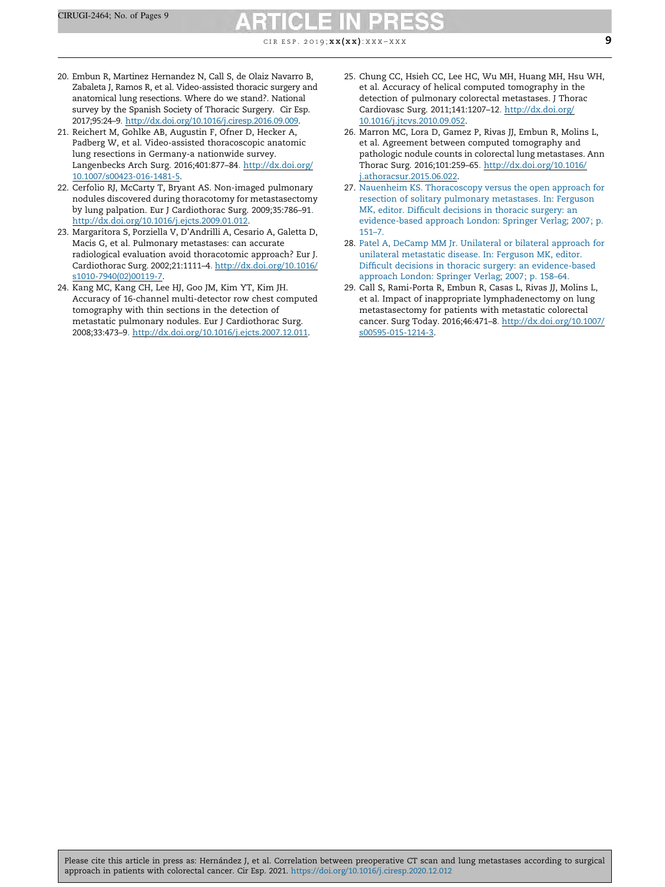20. Embun R, Martinez Hernandez N, Call S, de Olaiz Navarro B, Zabaleta J, Ramos R, et al. Video-assisted thoracic surgery and anatomical lung resections. Where do we stand?. National survey by the Spanish Society of Thoracic Surgery. Cir Esp. 2017;95:24–9. http://dx.doi.org/10.1016/j.ciresp.2016.09.009.
21. Reichert M, Gohlke AB, Augustin F, Ofner D, Hecker A, Padberg W, et al. Video-assisted thoracoscopic anatomic lung resections in Germany-a nationwide survey. Langenbecks Arch Surg. 2016;401:877–84. http://dx.doi.org/10.1007/s00423-016-1481-5.
22. Cerfolio RJ, McCarty T, Bryant AS. Non-imaged pulmonary nodules discovered during thoracotomy for metastasectomy by lung palpation. Eur J Cardiothorac Surg. 2009;35:786–91. http://dx.doi.org/10.1016/j.ejcts.2009.01.012.
23. Margaritora S, Porziella V, D'Andrilli A, Cesario A, Galetta D, Macis G, et al. Pulmonary metastases: can accurate radiological evaluation avoid thoracotomic approach? Eur J. Cardiothorac Surg. 2002;21:1111–4. http://dx.doi.org/10.1016/s1010-7940(02)00119-7.
24. Kang MC, Kang CH, Lee HJ, Goo JM, Kim YT, Kim JH. Accuracy of 16-channel multi-detector row chest computed tomography with thin sections in the detection of metastatic pulmonary nodules. Eur J Cardiothorac Surg. 2008;33:473–9. http://dx.doi.org/10.1016/j.ejcts.2007.12.011.
25. Chung CC, Hsieh CC, Lee HC, Wu MH, Huang MH, Hsu WH, et al. Accuracy of helical computed tomography in the detection of pulmonary colorectal metastases. J Thorac Cardiovasc Surg. 2011;141:1207–12. http://dx.doi.org/10.1016/j.jtcvs.2010.09.052.
26. Marron MC, Lora D, Gamez P, Rivas JJ, Embun R, Molins L, et al. Agreement between computed tomography and pathologic nodule counts in colorectal lung metastases. Ann Thorac Surg. 2016;101:259–65. http://dx.doi.org/10.1016/j.athoracsur.2015.06.022.
27. Nauenheim KS. Thoracoscopy versus the open approach for resection of solitary pulmonary metastases. In: Ferguson MK, editor. Difficult decisions in thoracic surgery: an evidence-based approach London: Springer Verlag; 2007; p. 151–7.
28. Patel A, DeCamp MM Jr. Unilateral or bilateral approach for unilateral metastatic disease. In: Ferguson MK, editor. Difficult decisions in thoracic surgery: an evidence-based approach London: Springer Verlag; 2007; p. 158–64.
29. Call S, Rami-Porta R, Embun R, Casas L, Rivas JJ, Molins L, et al. Impact of inappropriate lymphadenectomy on lung metastasectomy for patients with metastatic colorectal cancer. Surg Today. 2016;46:471–8. http://dx.doi.org/10.1007/s00595-015-1214-3.

Please cite this article in press as: Hernández J, et al. Correlation between preoperative CT scan and lung metastases according to surgical approach in patients with colorectal cancer. Cir Esp. 2021. https://doi.org/10.1016/j.ciresp.2020.12.012